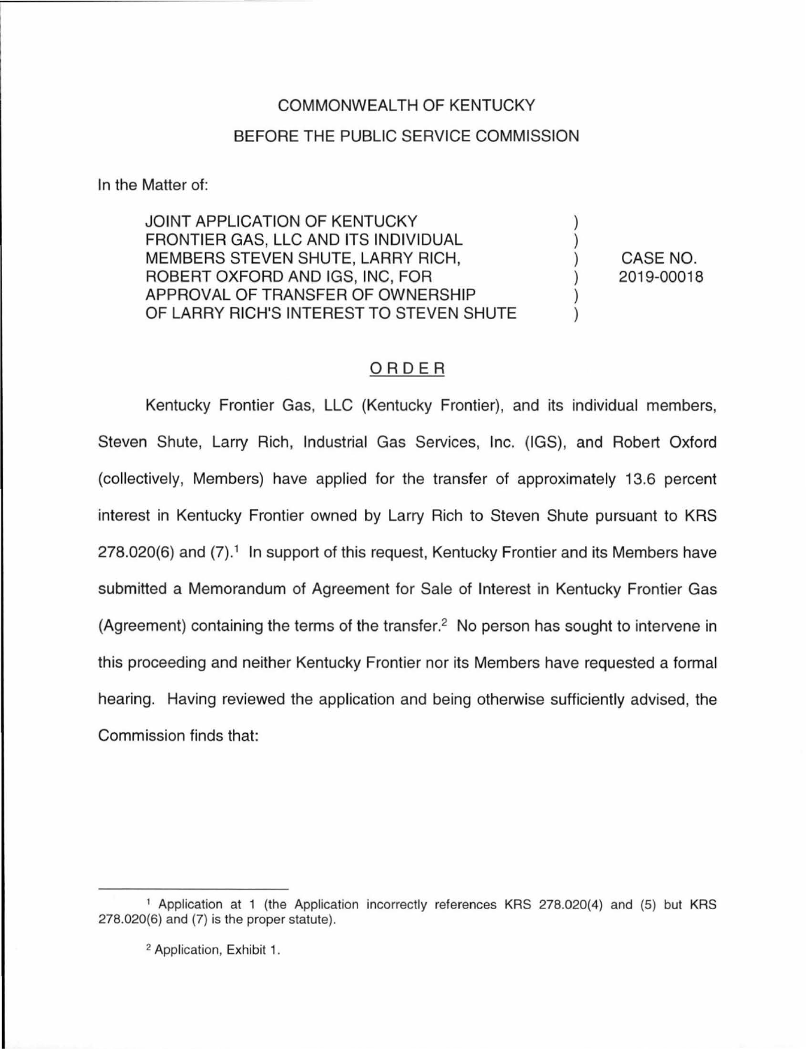COMMONWEALTH OF KENTUCKY

BEFORE THE PUBLIC SERVICE COMMISSION

In the Matter of:

| | | |
|---|---|---|
| JOINT APPLICATION OF KENTUCKY FRONTIER GAS, LLC AND ITS INDIVIDUAL MEMBERS STEVEN SHUTE, LARRY RICH, ROBERT OXFORD AND IGS, INC, FOR APPROVAL OF TRANSFER OF OWNERSHIP OF LARRY RICH'S INTEREST TO STEVEN SHUTE | ) | CASE NO. 2019-00018 |

ORDER

Kentucky Frontier Gas, LLC (Kentucky Frontier), and its individual members, Steven Shute, Larry Rich, Industrial Gas Services, Inc. (IGS), and Robert Oxford (collectively, Members) have applied for the transfer of approximately 13.6 percent interest in Kentucky Frontier owned by Larry Rich to Steven Shute pursuant to KRS 278.020(6) and (7).[1] In support of this request, Kentucky Frontier and its Members have submitted a Memorandum of Agreement for Sale of Interest in Kentucky Frontier Gas (Agreement) containing the terms of the transfer.[2] No person has sought to intervene in this proceeding and neither Kentucky Frontier nor its Members have requested a formal hearing. Having reviewed the application and being otherwise sufficiently advised, the Commission finds that:

[1] Application at 1 (the Application incorrectly references KRS 278.020(4) and (5) but KRS 278.020(6) and (7) is the proper statute).

[2] Application, Exhibit 1.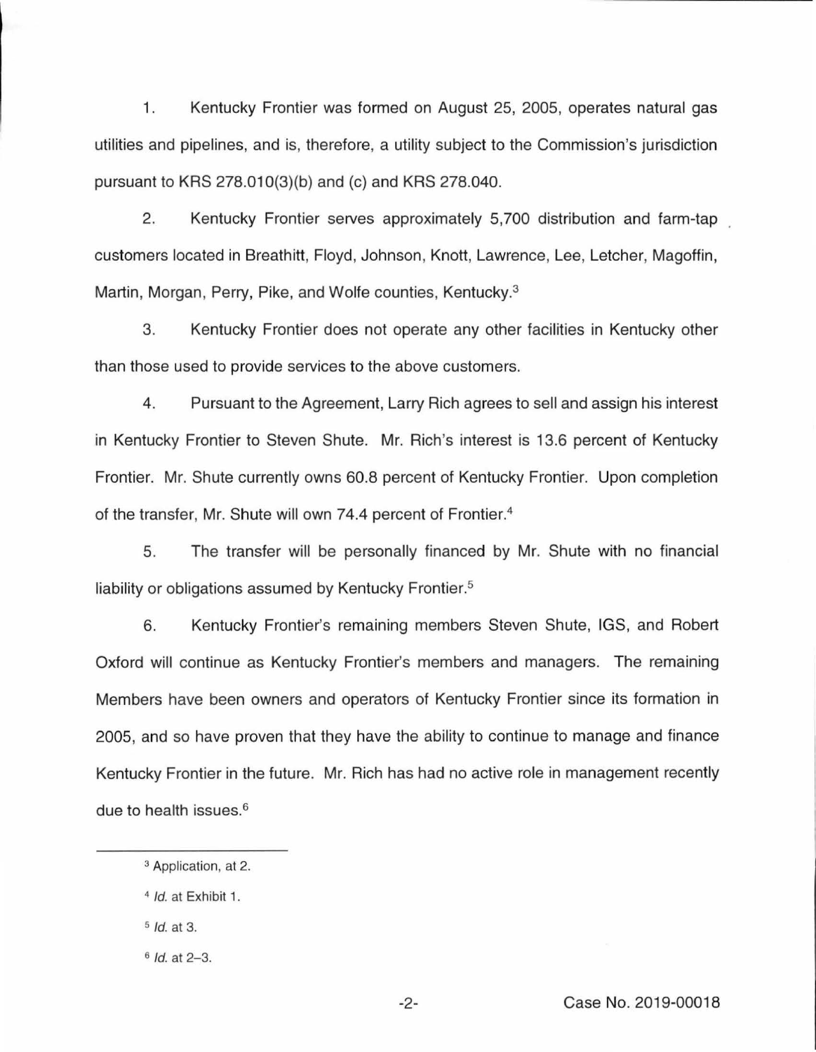1. Kentucky Frontier was formed on August 25, 2005, operates natural gas utilities and pipelines, and is, therefore, a utility subject to the Commission's jurisdiction pursuant to KRS 278.010(3)(b) and (c) and KRS 278.040.

2. Kentucky Frontier serves approximately 5,700 distribution and farm-tap customers located in Breathitt, Floyd, Johnson, Knott, Lawrence, Lee, Letcher, Magoffin, Martin, Morgan, Perry, Pike, and Wolfe counties, Kentucky.[3]

3. Kentucky Frontier does not operate any other facilities in Kentucky other than those used to provide services to the above customers.

4. Pursuant to the Agreement, Larry Rich agrees to sell and assign his interest in Kentucky Frontier to Steven Shute. Mr. Rich's interest is 13.6 percent of Kentucky Frontier. Mr. Shute currently owns 60.8 percent of Kentucky Frontier. Upon completion of the transfer, Mr. Shute will own 74.4 percent of Frontier.[4]

5. The transfer will be personally financed by Mr. Shute with no financial liability or obligations assumed by Kentucky Frontier.[5]

6. Kentucky Frontier's remaining members Steven Shute, IGS, and Robert Oxford will continue as Kentucky Frontier's members and managers. The remaining Members have been owners and operators of Kentucky Frontier since its formation in 2005, and so have proven that they have the ability to continue to manage and finance Kentucky Frontier in the future. Mr. Rich has had no active role in management recently due to health issues.[6]

---

[3] Application, at 2.

[4] *Id.* at Exhibit 1.

[5] *Id.* at 3.

[6] *Id.* at 2–3.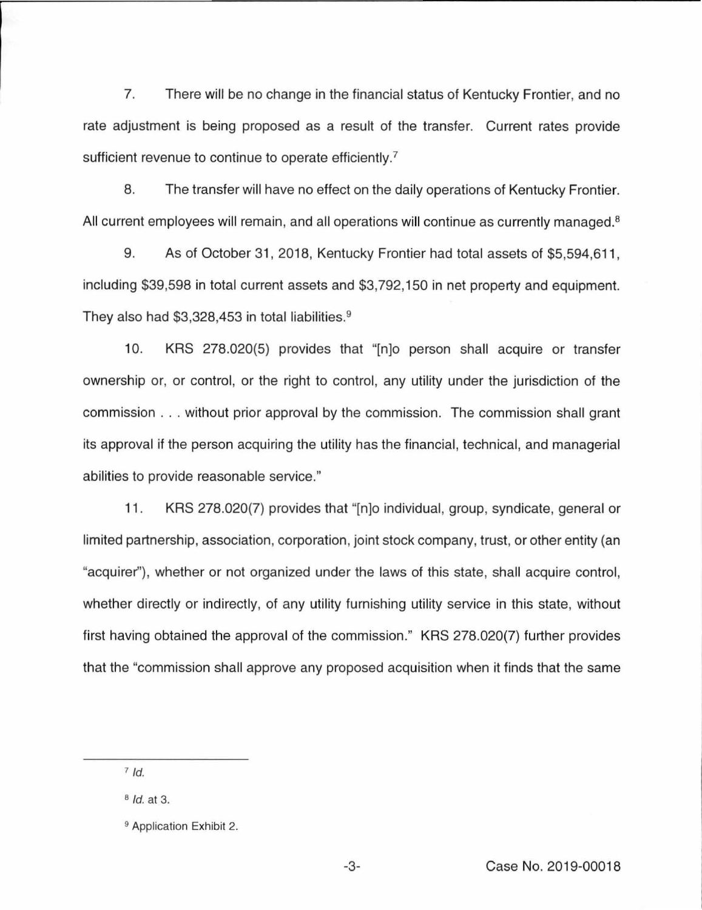7. There will be no change in the financial status of Kentucky Frontier, and no rate adjustment is being proposed as a result of the transfer. Current rates provide sufficient revenue to continue to operate efficiently.[7]

8. The transfer will have no effect on the daily operations of Kentucky Frontier. All current employees will remain, and all operations will continue as currently managed.[8]

9. As of October 31, 2018, Kentucky Frontier had total assets of $5,594,611, including $39,598 in total current assets and $3,792,150 in net property and equipment. They also had $3,328,453 in total liabilities.[9]

10. KRS 278.020(5) provides that "[n]o person shall acquire or transfer ownership or, or control, or the right to control, any utility under the jurisdiction of the commission . . . without prior approval by the commission. The commission shall grant its approval if the person acquiring the utility has the financial, technical, and managerial abilities to provide reasonable service."

11. KRS 278.020(7) provides that "[n]o individual, group, syndicate, general or limited partnership, association, corporation, joint stock company, trust, or other entity (an "acquirer"), whether or not organized under the laws of this state, shall acquire control, whether directly or indirectly, of any utility furnishing utility service in this state, without first having obtained the approval of the commission." KRS 278.020(7) further provides that the "commission shall approve any proposed acquisition when it finds that the same

---

[7] *Id.*

[8] *Id.* at 3.

[9] Application Exhibit 2.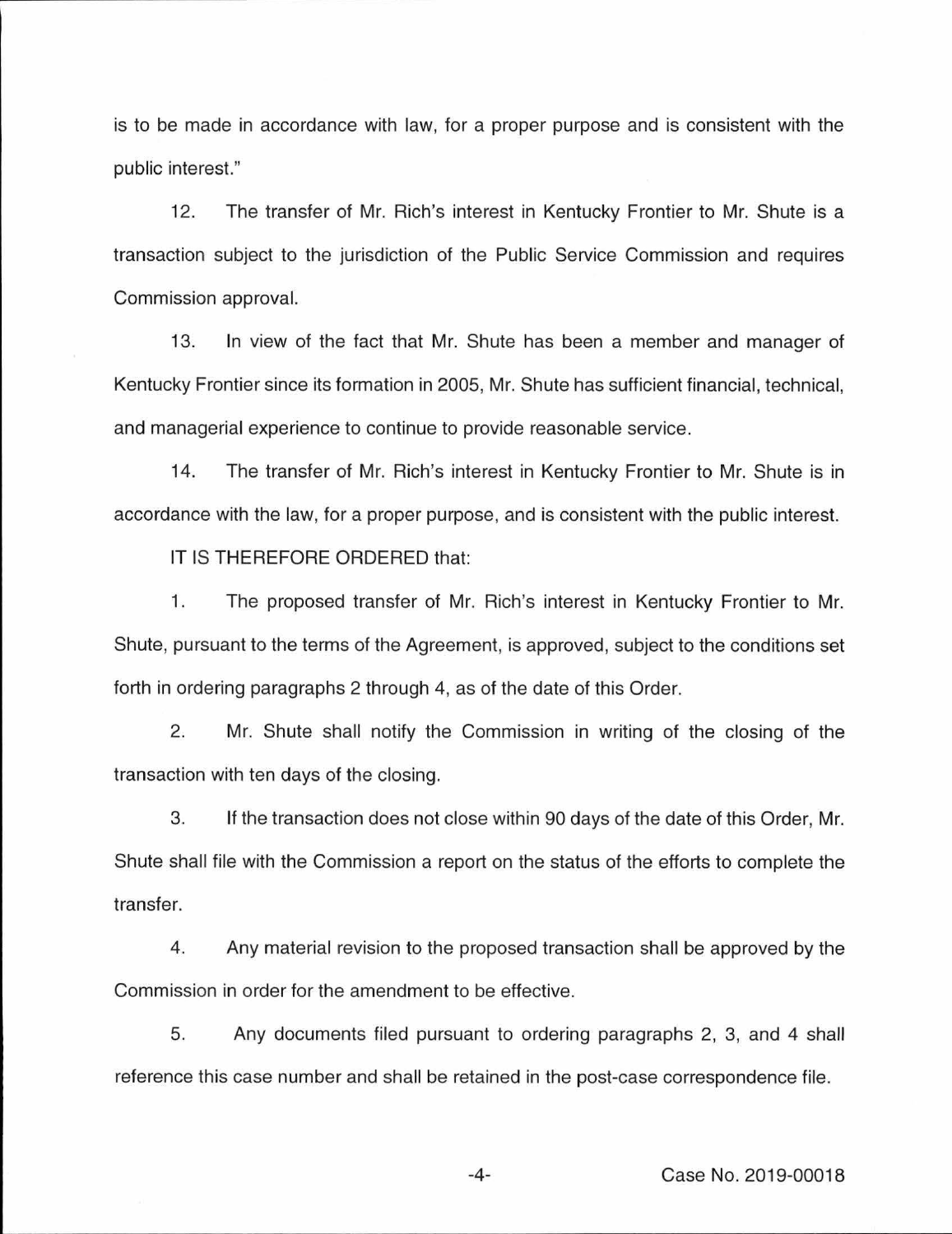is to be made in accordance with law, for a proper purpose and is consistent with the public interest."

12. The transfer of Mr. Rich's interest in Kentucky Frontier to Mr. Shute is a transaction subject to the jurisdiction of the Public Service Commission and requires Commission approval.

13. In view of the fact that Mr. Shute has been a member and manager of Kentucky Frontier since its formation in 2005, Mr. Shute has sufficient financial, technical, and managerial experience to continue to provide reasonable service.

14. The transfer of Mr. Rich's interest in Kentucky Frontier to Mr. Shute is in accordance with the law, for a proper purpose, and is consistent with the public interest.

IT IS THEREFORE ORDERED that:

1. The proposed transfer of Mr. Rich's interest in Kentucky Frontier to Mr. Shute, pursuant to the terms of the Agreement, is approved, subject to the conditions set forth in ordering paragraphs 2 through 4, as of the date of this Order.

2. Mr. Shute shall notify the Commission in writing of the closing of the transaction with ten days of the closing.

3. If the transaction does not close within 90 days of the date of this Order, Mr. Shute shall file with the Commission a report on the status of the efforts to complete the transfer.

4. Any material revision to the proposed transaction shall be approved by the Commission in order for the amendment to be effective.

5. Any documents filed pursuant to ordering paragraphs 2, 3, and 4 shall reference this case number and shall be retained in the post-case correspondence file.

Case No. 2019-00018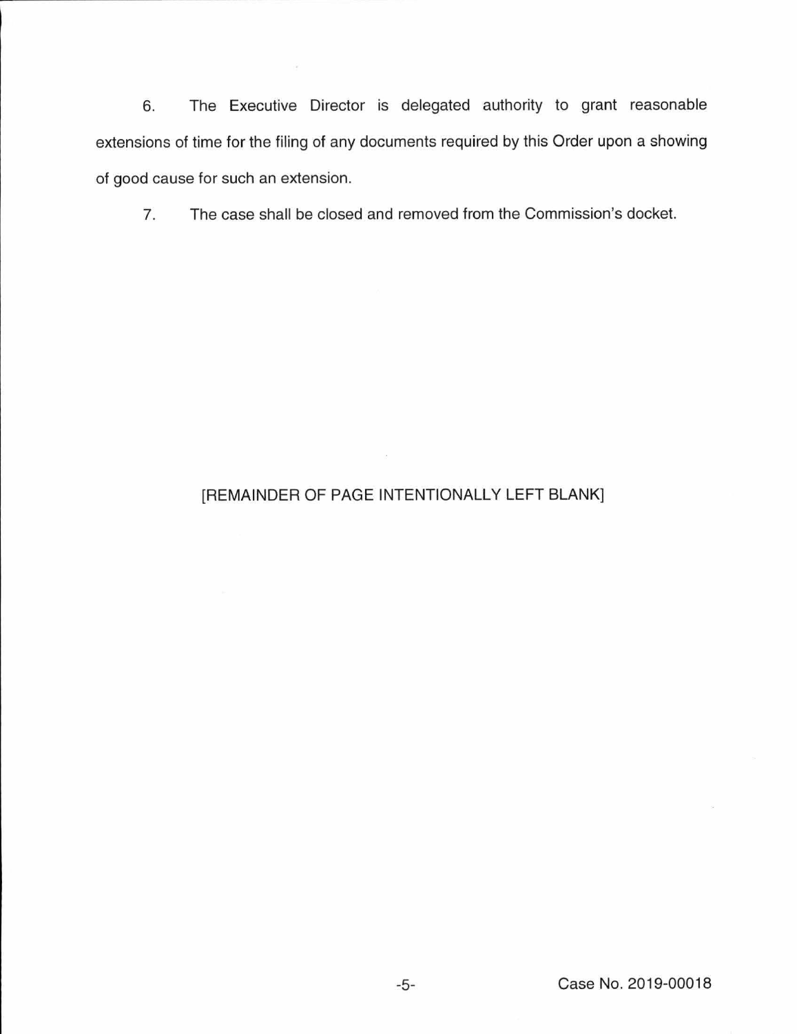6. The Executive Director is delegated authority to grant reasonable extensions of time for the filing of any documents required by this Order upon a showing of good cause for such an extension.

7. The case shall be closed and removed from the Commission's docket.

[REMAINDER OF PAGE INTENTIONALLY LEFT BLANK]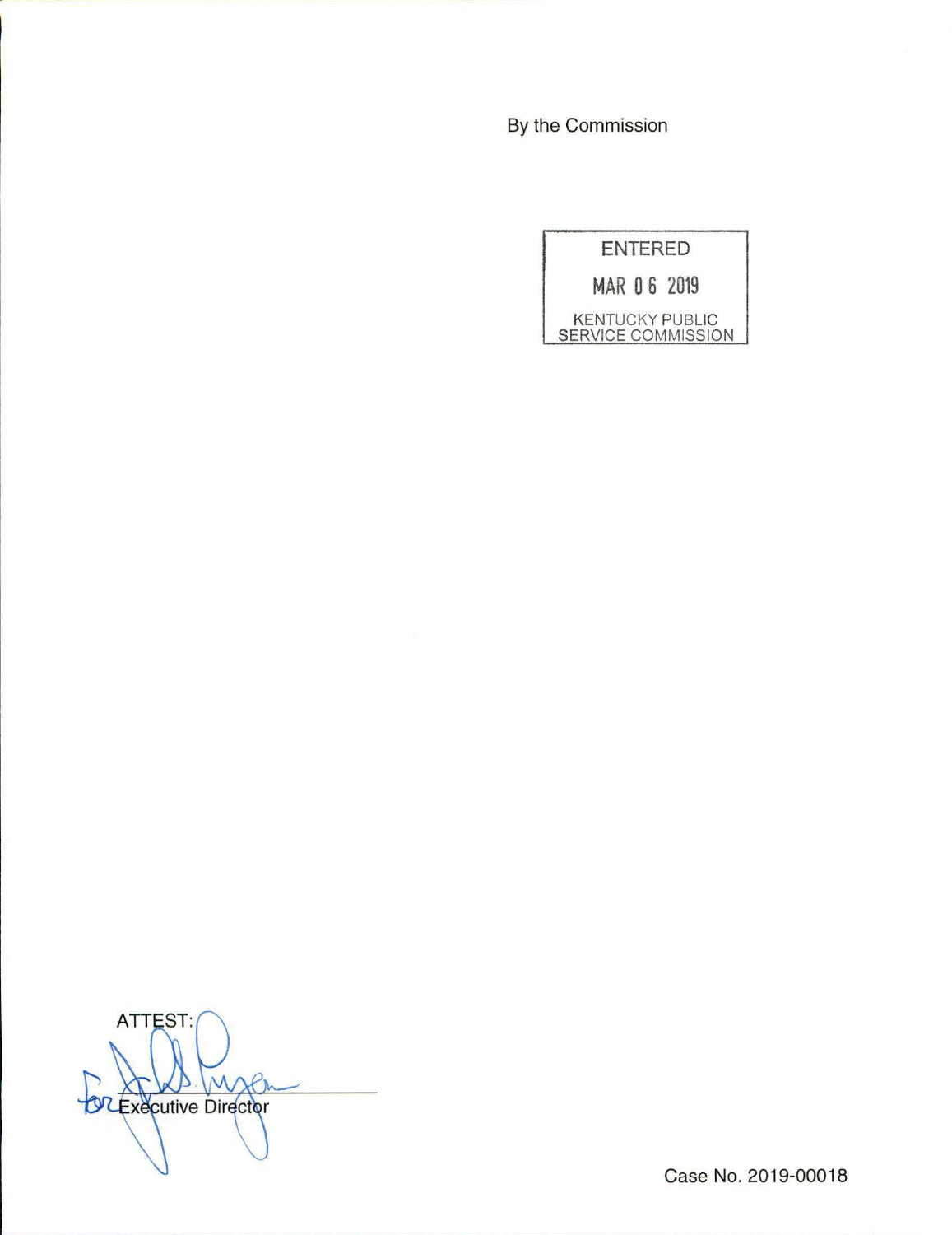By the Commission

ENTERED

MAR 06 2019

KENTUCKY PUBLIC SERVICE COMMISSION

ATTEST:

for Executive Director

Case No. 2019-00018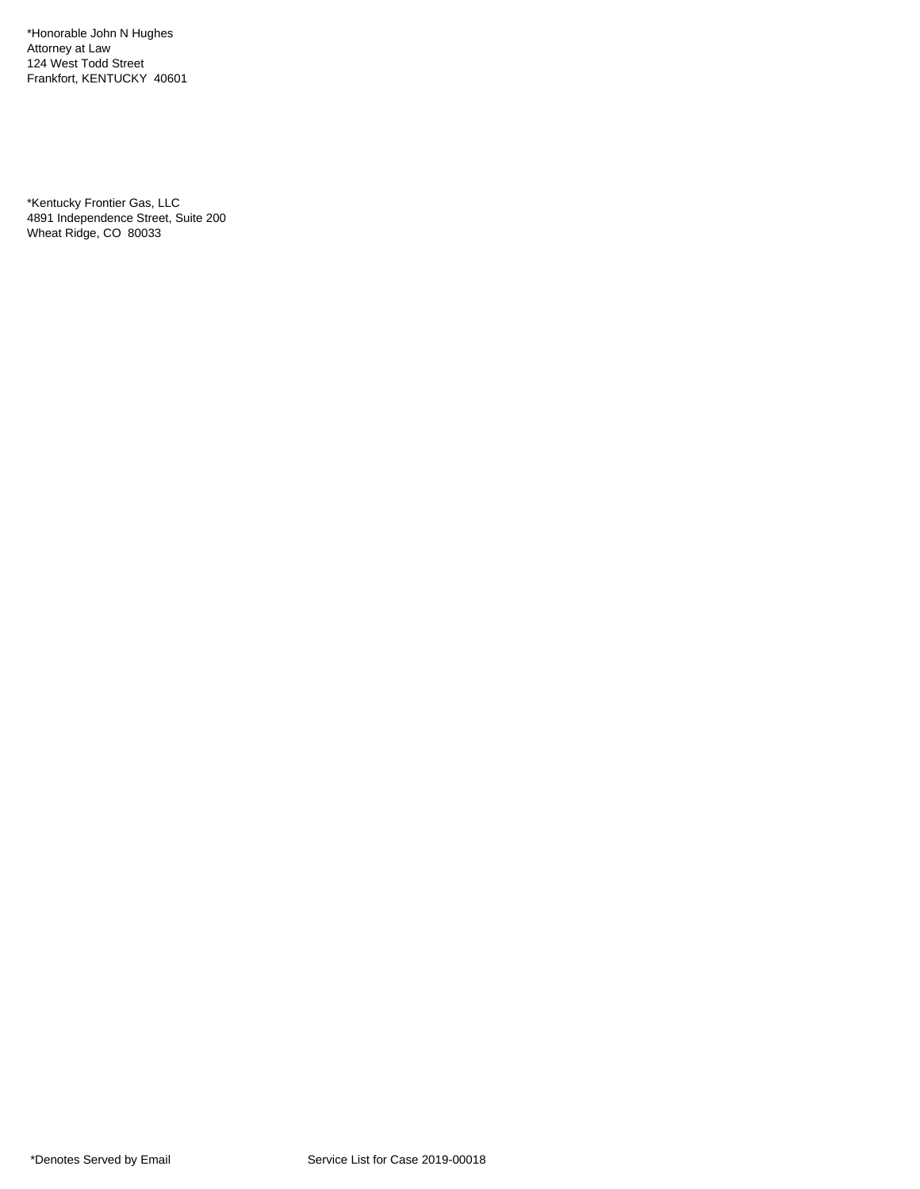*Honorable John N Hughes
Attorney at Law
124 West Todd Street
Frankfort, KENTUCKY  40601

*Kentucky Frontier Gas, LLC
4891 Independence Street, Suite 200
Wheat Ridge, CO  80033

*Denotes Served by Email

Service List for Case 2019-00018